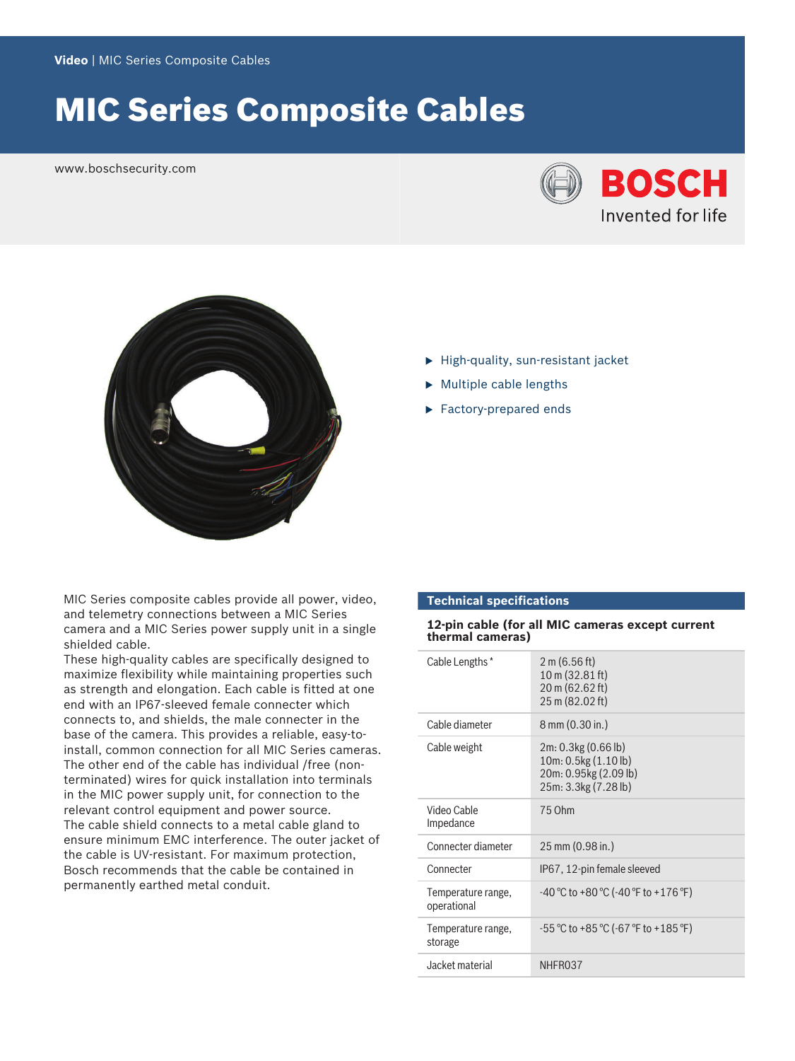Video | MIC Series Composite Cables

# MIC Series Composite Cables

www.boschsecurity.com

BOSCH

Invented for life

- High-quality, sun-resistant jacket
- Multiple cable lengths
- Factory-prepared ends

MIC Series composite cables provide all power, video, and telemetry connections between a MIC Series camera and a MIC Series power supply unit in a single shielded cable.

These high-quality cables are specifically designed to maximize flexibility while maintaining properties such as strength and elongation. Each cable is fitted at one end with an IP67-sleeved female connecter which connects to, and shields, the male connecter in the base of the camera. This provides a reliable, easy-to-install, common connection for all MIC Series cameras. The other end of the cable has individual /free (non-terminated) wires for quick installation into terminals in the MIC power supply unit, for connection to the relevant control equipment and power source.

The cable shield connects to a metal cable gland to ensure minimum EMC interference. The outer jacket of the cable is UV-resistant. For maximum protection, Bosch recommends that the cable be contained in permanently earthed metal conduit.

## Technical specifications

### 12-pin cable (for all MIC cameras except current thermal cameras)

| | |
|---|---|
| Cable Lengths * | 2 m (6.56 ft)<br>10 m (32.81 ft)<br>20 m (62.62 ft)<br>25 m (82.02 ft) |
| Cable diameter | 8 mm (0.30 in.) |
| Cable weight | 2m: 0.3kg (0.66 lb)<br>10m: 0.5kg (1.10 lb)<br>20m: 0.95kg (2.09 lb)<br>25m: 3.3kg (7.28 lb) |
| Video Cable Impedance | 75 Ohm |
| Connecter diameter | 25 mm (0.98 in.) |
| Connecter | IP67, 12-pin female sleeved |
| Temperature range, operational | -40 °C to +80 °C (-40 °F to +176 °F) |
| Temperature range, storage | -55 °C to +85 °C (-67 °F to +185 °F) |
| Jacket material | NHFR037 |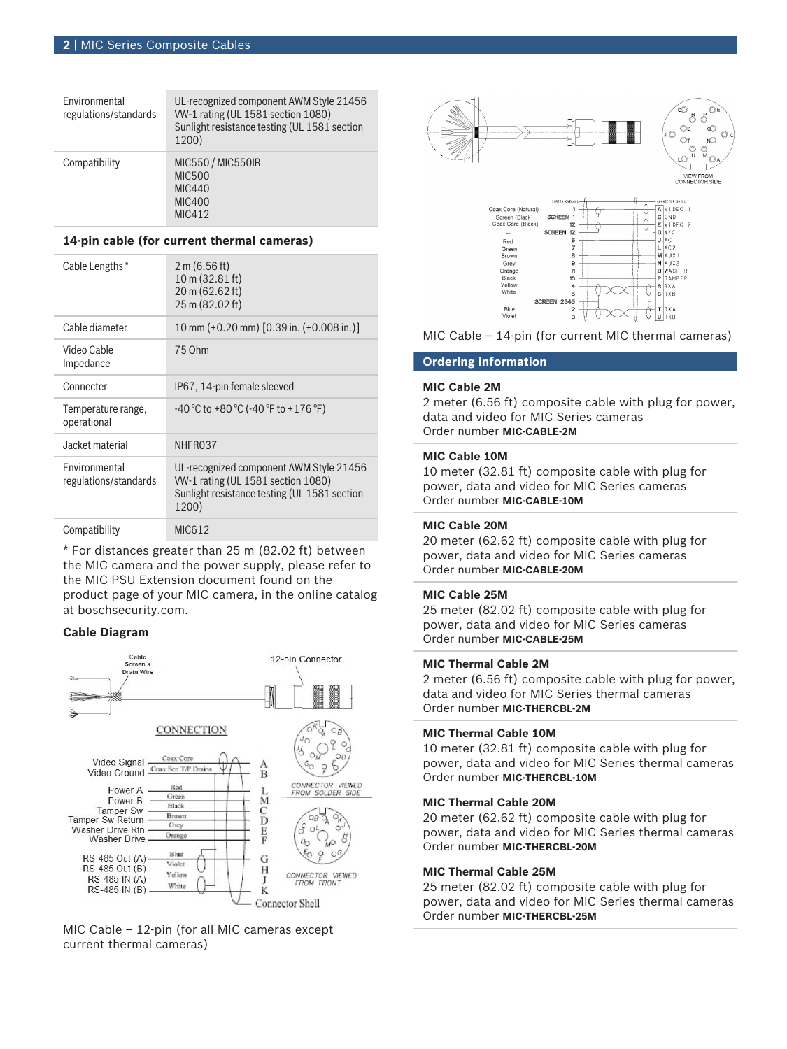| Environmental regulations/standards | UL-recognized component AWM Style 21456<br>VW-1 rating (UL 1581 section 1080)<br>Sunlight resistance testing (UL 1581 section 1200) |
|---|---|
| Compatibility | MIC550 / MIC550IR<br>MIC500<br>MIC440<br>MIC400<br>MIC412 |

### 14-pin cable (for current thermal cameras)

| Cable Lengths * | 2 m (6.56 ft)<br>10 m (32.81 ft)<br>20 m (62.62 ft)<br>25 m (82.02 ft) |
|---|---|
| Cable diameter | 10 mm (±0.20 mm) [0.39 in. (±0.008 in.)] |
| Video Cable Impedance | 75 Ohm |
| Connecter | IP67, 14-pin female sleeved |
| Temperature range, operational | -40 °C to +80 °C (-40 °F to +176 °F) |
| Jacket material | NHFR037 |
| Environmental regulations/standards | UL-recognized component AWM Style 21456<br>VW-1 rating (UL 1581 section 1080)<br>Sunlight resistance testing (UL 1581 section 1200) |
| Compatibility | MIC612 |

* For distances greater than 25 m (82.02 ft) between the MIC camera and the power supply, please refer to the MIC PSU Extension document found on the product page of your MIC camera, in the online catalog at boschsecurity.com.

### Cable Diagram

MIC Cable – 12-pin (for all MIC cameras except current thermal cameras)

MIC Cable – 14-pin (for current MIC thermal cameras)

## Ordering information

**MIC Cable 2M**
2 meter (6.56 ft) composite cable with plug for power, data and video for MIC Series cameras
Order number **MIC-CABLE-2M**

**MIC Cable 10M**
10 meter (32.81 ft) composite cable with plug for power, data and video for MIC Series cameras
Order number **MIC-CABLE-10M**

**MIC Cable 20M**
20 meter (62.62 ft) composite cable with plug for power, data and video for MIC Series cameras
Order number **MIC-CABLE-20M**

**MIC Cable 25M**
25 meter (82.02 ft) composite cable with plug for power, data and video for MIC Series cameras
Order number **MIC-CABLE-25M**

**MIC Thermal Cable 2M**
2 meter (6.56 ft) composite cable with plug for power, data and video for MIC Series thermal cameras
Order number **MIC-THERCBL-2M**

**MIC Thermal Cable 10M**
10 meter (32.81 ft) composite cable with plug for power, data and video for MIC Series thermal cameras
Order number **MIC-THERCBL-10M**

**MIC Thermal Cable 20M**
20 meter (62.62 ft) composite cable with plug for power, data and video for MIC Series thermal cameras
Order number **MIC-THERCBL-20M**

**MIC Thermal Cable 25M**
25 meter (82.02 ft) composite cable with plug for power, data and video for MIC Series thermal cameras
Order number **MIC-THERCBL-25M**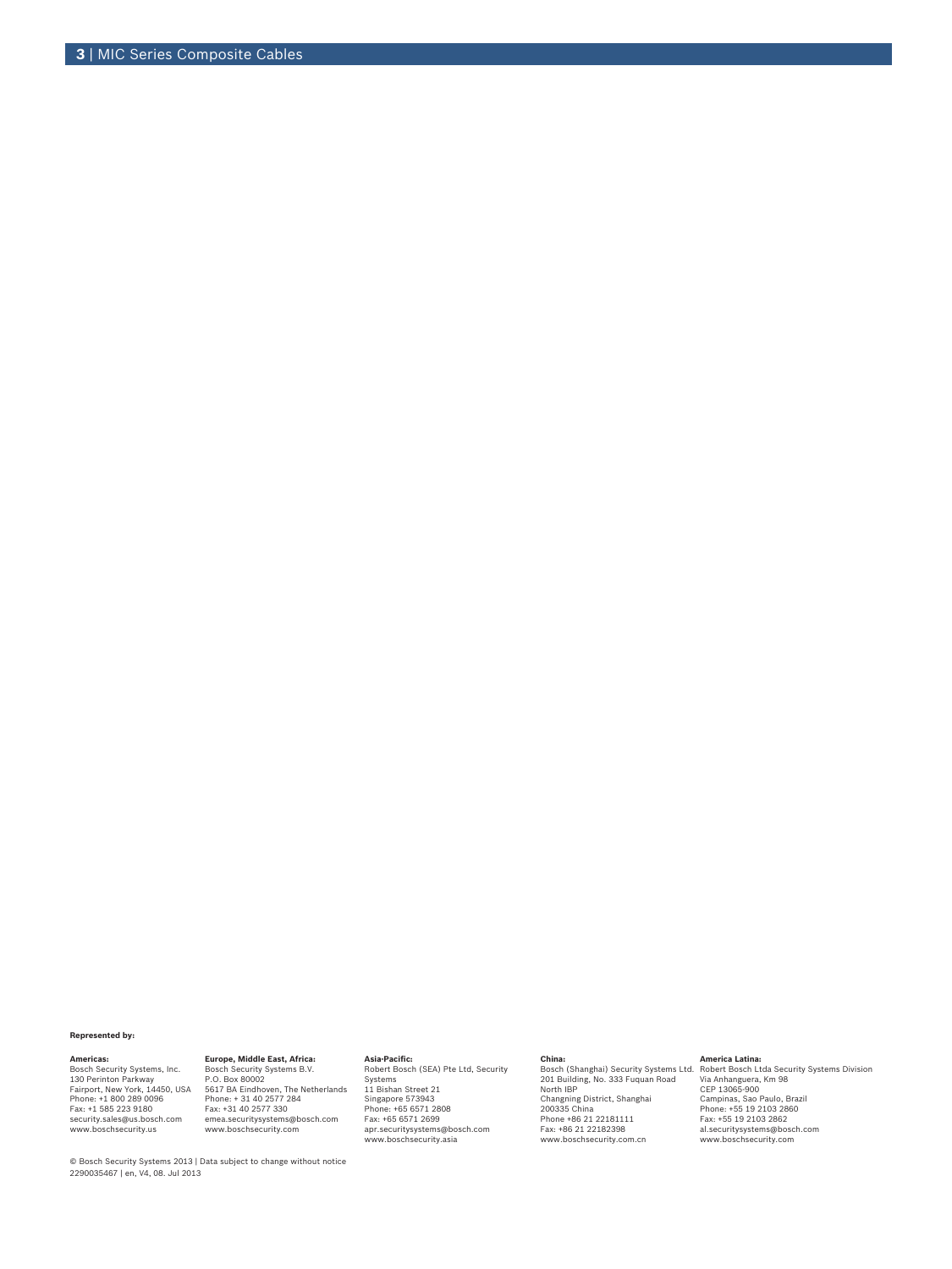**Represented by:**

**Americas:**
Bosch Security Systems, Inc.
130 Perinton Parkway
Fairport, New York, 14450, USA
Phone: +1 800 289 0096
Fax: +1 585 223 9180
security.sales@us.bosch.com
www.boschsecurity.us

**Europe, Middle East, Africa:**
Bosch Security Systems B.V.
P.O. Box 80002
5617 BA Eindhoven, The Netherlands
Phone: + 31 40 2577 284
Fax: +31 40 2577 330
emea.securitysystems@bosch.com
www.boschsecurity.com

**Asia-Pacific:**
Robert Bosch (SEA) Pte Ltd, Security Systems
11 Bishan Street 21
Singapore 573943
Phone: +65 6571 2808
Fax: +65 6571 2699
apr.securitysystems@bosch.com
www.boschsecurity.asia

**China:**
Bosch (Shanghai) Security Systems Ltd.
201 Building, No. 333 Fuquan Road
North IBP
Changning District, Shanghai
200335 China
Phone +86 21 22181111
Fax: +86 21 22182398
www.boschsecurity.com.cn

**America Latina:**
Robert Bosch Ltda Security Systems Division
Via Anhanguera, Km 98
CEP 13065-900
Campinas, Sao Paulo, Brazil
Phone: +55 19 2103 2860
Fax: +55 19 2103 2862
al.securitysystems@bosch.com
www.boschsecurity.com

© Bosch Security Systems 2013 | Data subject to change without notice
2290035467 | en, V4, 08. Jul 2013